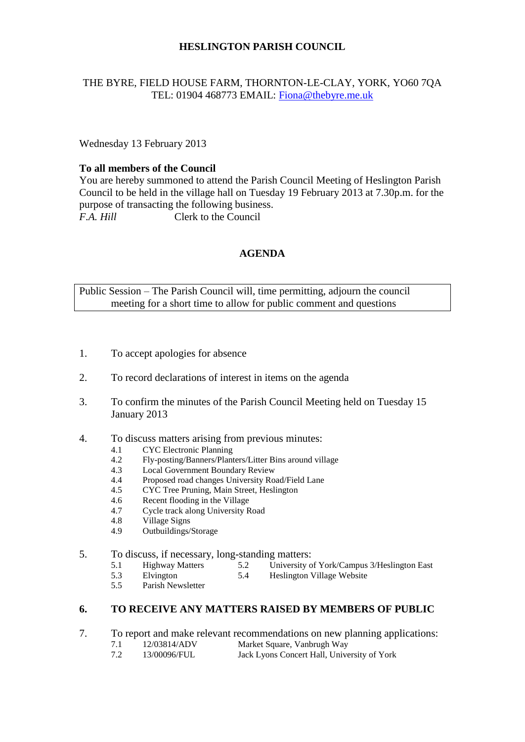**HESLINGTON PARISH COUNCIL**

THE BYRE, FIELD HOUSE FARM, THORNTON-LE-CLAY, YORK, YO60 7QA
TEL: 01904 468773 EMAIL: Fiona@thebyre.me.uk

Wednesday 13 February 2013

**To all members of the Council**
You are hereby summoned to attend the Parish Council Meeting of Heslington Parish Council to be held in the village hall on Tuesday 19 February 2013 at 7.30p.m. for the purpose of transacting the following business.
*F.A. Hill* Clerk to the Council

**AGENDA**

Public Session – The Parish Council will, time permitting, adjourn the council meeting for a short time to allow for public comment and questions

1. To accept apologies for absence

2. To record declarations of interest in items on the agenda

3. To confirm the minutes of the Parish Council Meeting held on Tuesday 15 January 2013

4. To discuss matters arising from previous minutes:
   - 4.1 CYC Electronic Planning
   - 4.2 Fly-posting/Banners/Planters/Litter Bins around village
   - 4.3 Local Government Boundary Review
   - 4.4 Proposed road changes University Road/Field Lane
   - 4.5 CYC Tree Pruning, Main Street, Heslington
   - 4.6 Recent flooding in the Village
   - 4.7 Cycle track along University Road
   - 4.8 Village Signs
   - 4.9 Outbuildings/Storage

5. To discuss, if necessary, long-standing matters:
   - 5.1 Highway Matters
   - 5.2 University of York/Campus 3/Heslington East
   - 5.3 Elvington
   - 5.4 Heslington Village Website
   - 5.5 Parish Newsletter

6. **TO RECEIVE ANY MATTERS RAISED BY MEMBERS OF PUBLIC**

7. To report and make relevant recommendations on new planning applications:
   - 7.1 12/03814/ADV Market Square, Vanbrugh Way
   - 7.2 13/00096/FUL Jack Lyons Concert Hall, University of York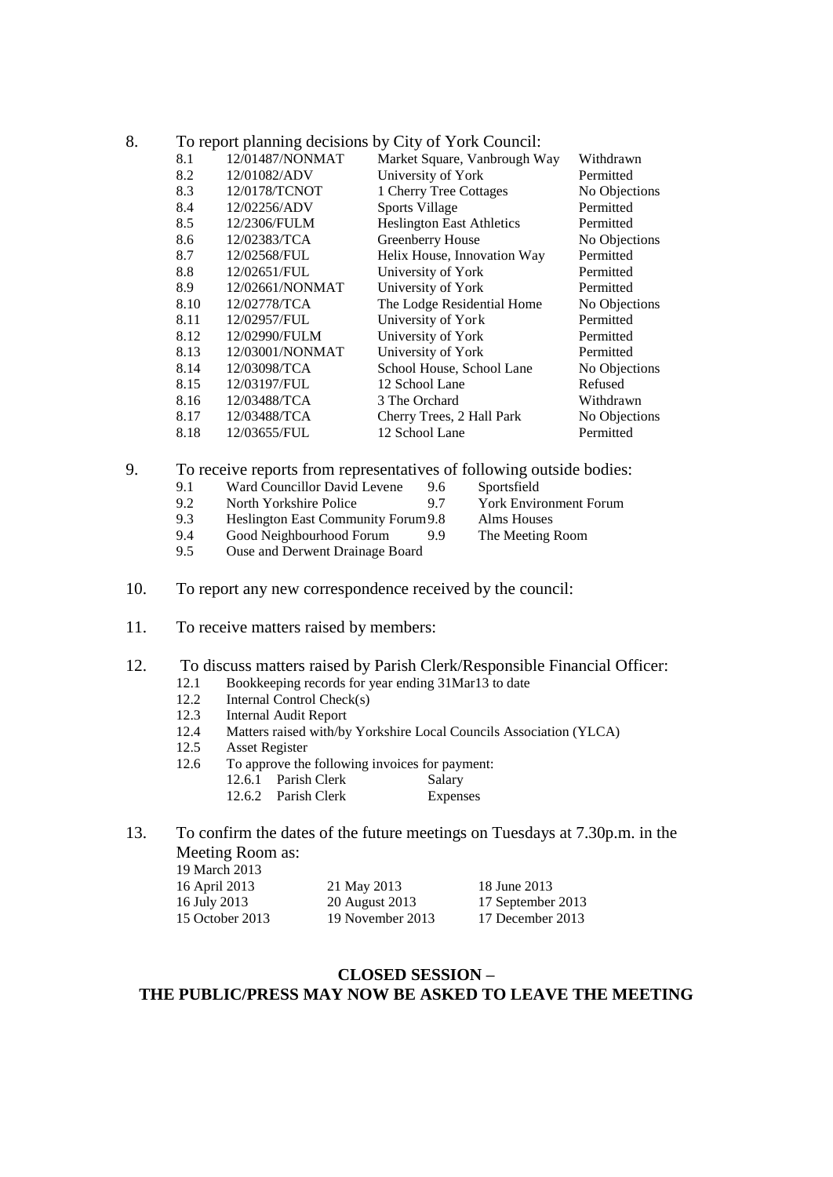8. To report planning decisions by City of York Council:

| | | | |
|---|---|---|---|
| 8.1 | 12/01487/NONMAT | Market Square, Vanbrough Way | Withdrawn |
| 8.2 | 12/01082/ADV | University of York | Permitted |
| 8.3 | 12/0178/TCNOT | 1 Cherry Tree Cottages | No Objections |
| 8.4 | 12/02256/ADV | Sports Village | Permitted |
| 8.5 | 12/2306/FULM | Heslington East Athletics | Permitted |
| 8.6 | 12/02383/TCA | Greenberry House | No Objections |
| 8.7 | 12/02568/FUL | Helix House, Innovation Way | Permitted |
| 8.8 | 12/02651/FUL | University of York | Permitted |
| 8.9 | 12/02661/NONMAT | University of York | Permitted |
| 8.10 | 12/02778/TCA | The Lodge Residential Home | No Objections |
| 8.11 | 12/02957/FUL | University of York | Permitted |
| 8.12 | 12/02990/FULM | University of York | Permitted |
| 8.13 | 12/03001/NONMAT | University of York | Permitted |
| 8.14 | 12/03098/TCA | School House, School Lane | No Objections |
| 8.15 | 12/03197/FUL | 12 School Lane | Refused |
| 8.16 | 12/03488/TCA | 3 The Orchard | Withdrawn |
| 8.17 | 12/03488/TCA | Cherry Trees, 2 Hall Park | No Objections |
| 8.18 | 12/03655/FUL | 12 School Lane | Permitted |

9. To receive reports from representatives of following outside bodies:
   - 9.1 Ward Councillor David Levene
   - 9.2 North Yorkshire Police
   - 9.3 Heslington East Community Forum
   - 9.4 Good Neighbourhood Forum
   - 9.5 Ouse and Derwent Drainage Board
   - 9.6 Sportsfield
   - 9.7 York Environment Forum
   - 9.8 Alms Houses
   - 9.9 The Meeting Room

10. To report any new correspondence received by the council:

11. To receive matters raised by members:

12. To discuss matters raised by Parish Clerk/Responsible Financial Officer:
    - 12.1 Bookkeeping records for year ending 31Mar13 to date
    - 12.2 Internal Control Check(s)
    - 12.3 Internal Audit Report
    - 12.4 Matters raised with/by Yorkshire Local Councils Association (YLCA)
    - 12.5 Asset Register
    - 12.6 To approve the following invoices for payment:
      - 12.6.1 Parish Clerk — Salary
      - 12.6.2 Parish Clerk — Expenses

13. To confirm the dates of the future meetings on Tuesdays at 7.30p.m. in the Meeting Room as:

19 March 2013

| | | |
|---|---|---|
| 16 April 2013 | 21 May 2013 | 18 June 2013 |
| 16 July 2013 | 20 August 2013 | 17 September 2013 |
| 15 October 2013 | 19 November 2013 | 17 December 2013 |

**CLOSED SESSION –**
**THE PUBLIC/PRESS MAY NOW BE ASKED TO LEAVE THE MEETING**